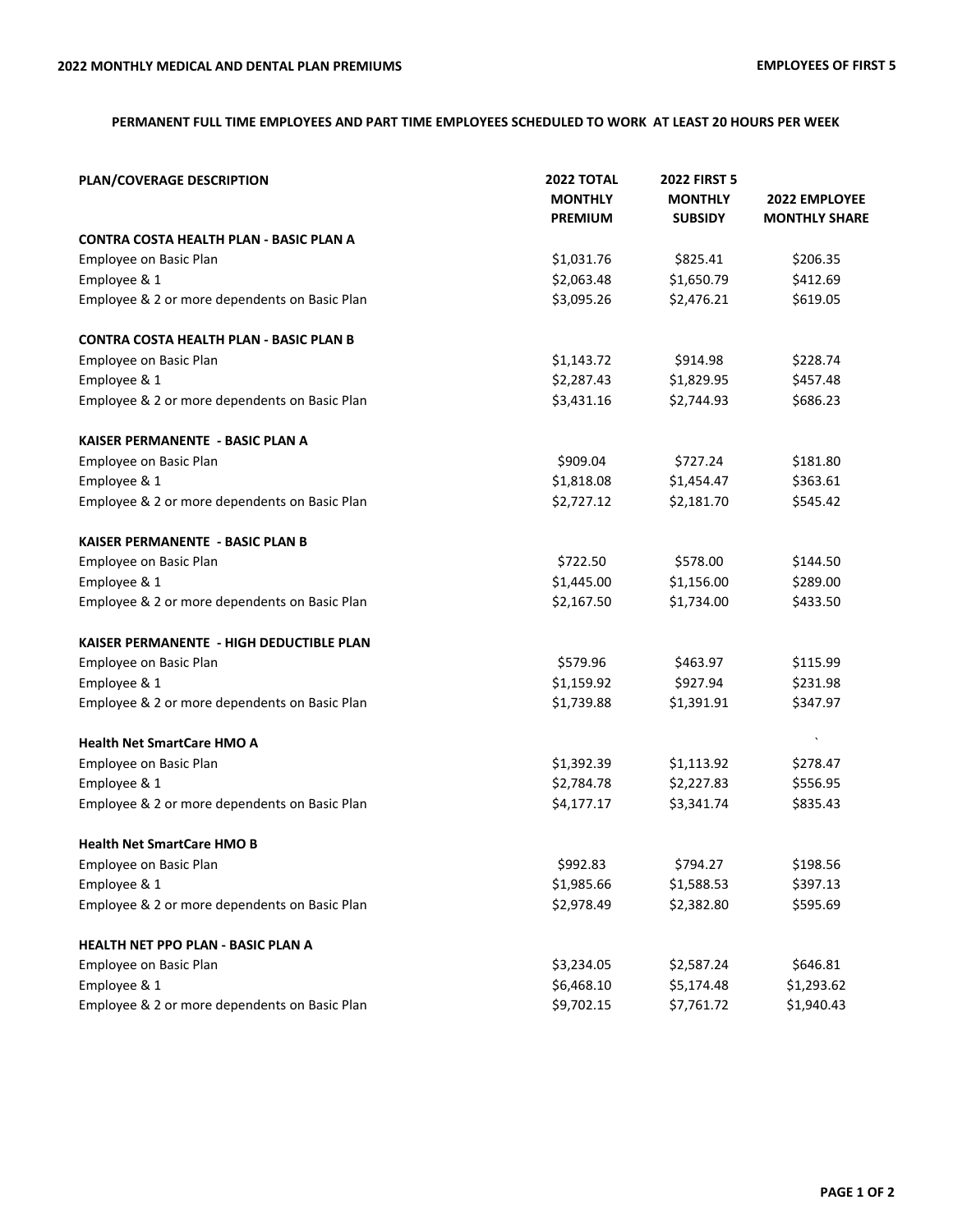**2022 MONTHLY MEDICAL AND DENTAL PLAN PREMIUMS** **EMPLOYEES OF FIRST 5**

**PERMANENT FULL TIME EMPLOYEES AND PART TIME EMPLOYEES SCHEDULED TO WORK AT LEAST 20 HOURS PER WEEK**

| PLAN/COVERAGE DESCRIPTION | 2022 TOTAL MONTHLY PREMIUM | 2022 FIRST 5 MONTHLY SUBSIDY | 2022 EMPLOYEE MONTHLY SHARE |
|---|---|---|---|
| **CONTRA COSTA HEALTH PLAN - BASIC PLAN A** | | | |
| Employee on Basic Plan | $1,031.76 | $825.41 | $206.35 |
| Employee & 1 | $2,063.48 | $1,650.79 | $412.69 |
| Employee & 2 or more dependents on Basic Plan | $3,095.26 | $2,476.21 | $619.05 |
| **CONTRA COSTA HEALTH PLAN - BASIC PLAN B** | | | |
| Employee on Basic Plan | $1,143.72 | $914.98 | $228.74 |
| Employee & 1 | $2,287.43 | $1,829.95 | $457.48 |
| Employee & 2 or more dependents on Basic Plan | $3,431.16 | $2,744.93 | $686.23 |
| **KAISER PERMANENTE - BASIC PLAN A** | | | |
| Employee on Basic Plan | $909.04 | $727.24 | $181.80 |
| Employee & 1 | $1,818.08 | $1,454.47 | $363.61 |
| Employee & 2 or more dependents on Basic Plan | $2,727.12 | $2,181.70 | $545.42 |
| **KAISER PERMANENTE - BASIC PLAN B** | | | |
| Employee on Basic Plan | $722.50 | $578.00 | $144.50 |
| Employee & 1 | $1,445.00 | $1,156.00 | $289.00 |
| Employee & 2 or more dependents on Basic Plan | $2,167.50 | $1,734.00 | $433.50 |
| **KAISER PERMANENTE - HIGH DEDUCTIBLE PLAN** | | | |
| Employee on Basic Plan | $579.96 | $463.97 | $115.99 |
| Employee & 1 | $1,159.92 | $927.94 | $231.98 |
| Employee & 2 or more dependents on Basic Plan | $1,739.88 | $1,391.91 | $347.97 |
| **Health Net SmartCare HMO A** | | | ` |
| Employee on Basic Plan | $1,392.39 | $1,113.92 | $278.47 |
| Employee & 1 | $2,784.78 | $2,227.83 | $556.95 |
| Employee & 2 or more dependents on Basic Plan | $4,177.17 | $3,341.74 | $835.43 |
| **Health Net SmartCare HMO B** | | | |
| Employee on Basic Plan | $992.83 | $794.27 | $198.56 |
| Employee & 1 | $1,985.66 | $1,588.53 | $397.13 |
| Employee & 2 or more dependents on Basic Plan | $2,978.49 | $2,382.80 | $595.69 |
| **HEALTH NET PPO PLAN - BASIC PLAN A** | | | |
| Employee on Basic Plan | $3,234.05 | $2,587.24 | $646.81 |
| Employee & 1 | $6,468.10 | $5,174.48 | $1,293.62 |
| Employee & 2 or more dependents on Basic Plan | $9,702.15 | $7,761.72 | $1,940.43 |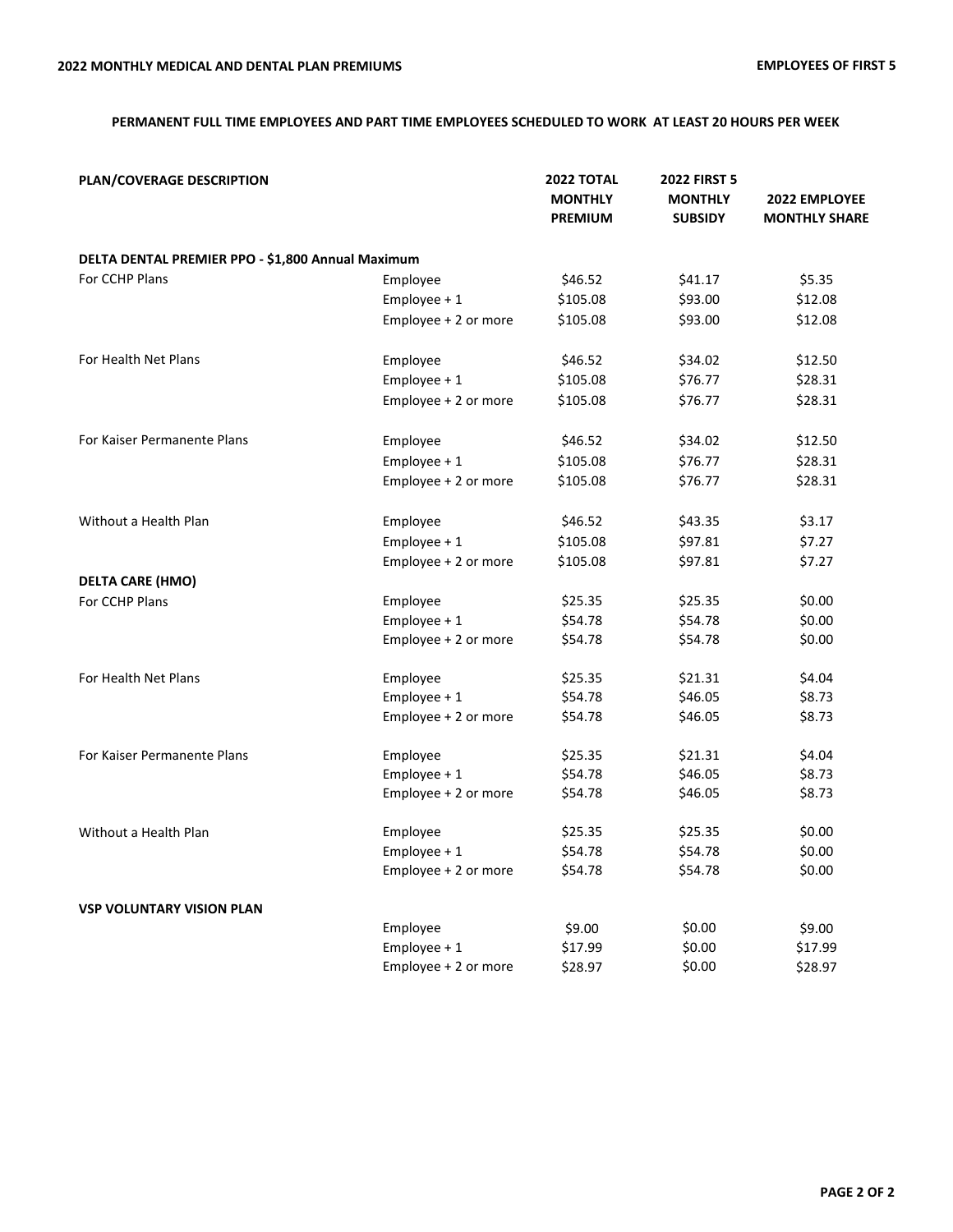**2022 MONTHLY MEDICAL AND DENTAL PLAN PREMIUMS** **EMPLOYEES OF FIRST 5**

**PERMANENT FULL TIME EMPLOYEES AND PART TIME EMPLOYEES SCHEDULED TO WORK AT LEAST 20 HOURS PER WEEK**

| PLAN/COVERAGE DESCRIPTION | | 2022 TOTAL MONTHLY PREMIUM | 2022 FIRST 5 MONTHLY SUBSIDY | 2022 EMPLOYEE MONTHLY SHARE |
|---|---|---|---|---|
| **DELTA DENTAL PREMIER PPO - $1,800 Annual Maximum** | | | | |
| For CCHP Plans | Employee | $46.52 | $41.17 | $5.35 |
| | Employee + 1 | $105.08 | $93.00 | $12.08 |
| | Employee + 2 or more | $105.08 | $93.00 | $12.08 |
| For Health Net Plans | Employee | $46.52 | $34.02 | $12.50 |
| | Employee + 1 | $105.08 | $76.77 | $28.31 |
| | Employee + 2 or more | $105.08 | $76.77 | $28.31 |
| For Kaiser Permanente Plans | Employee | $46.52 | $34.02 | $12.50 |
| | Employee + 1 | $105.08 | $76.77 | $28.31 |
| | Employee + 2 or more | $105.08 | $76.77 | $28.31 |
| Without a Health Plan | Employee | $46.52 | $43.35 | $3.17 |
| | Employee + 1 | $105.08 | $97.81 | $7.27 |
| | Employee + 2 or more | $105.08 | $97.81 | $7.27 |
| **DELTA CARE (HMO)** | | | | |
| For CCHP Plans | Employee | $25.35 | $25.35 | $0.00 |
| | Employee + 1 | $54.78 | $54.78 | $0.00 |
| | Employee + 2 or more | $54.78 | $54.78 | $0.00 |
| For Health Net Plans | Employee | $25.35 | $21.31 | $4.04 |
| | Employee + 1 | $54.78 | $46.05 | $8.73 |
| | Employee + 2 or more | $54.78 | $46.05 | $8.73 |
| For Kaiser Permanente Plans | Employee | $25.35 | $21.31 | $4.04 |
| | Employee + 1 | $54.78 | $46.05 | $8.73 |
| | Employee + 2 or more | $54.78 | $46.05 | $8.73 |
| Without a Health Plan | Employee | $25.35 | $25.35 | $0.00 |
| | Employee + 1 | $54.78 | $54.78 | $0.00 |
| | Employee + 2 or more | $54.78 | $54.78 | $0.00 |
| **VSP VOLUNTARY VISION PLAN** | | | | |
| | Employee | $9.00 | $0.00 | $9.00 |
| | Employee + 1 | $17.99 | $0.00 | $17.99 |
| | Employee + 2 or more | $28.97 | $0.00 | $28.97 |